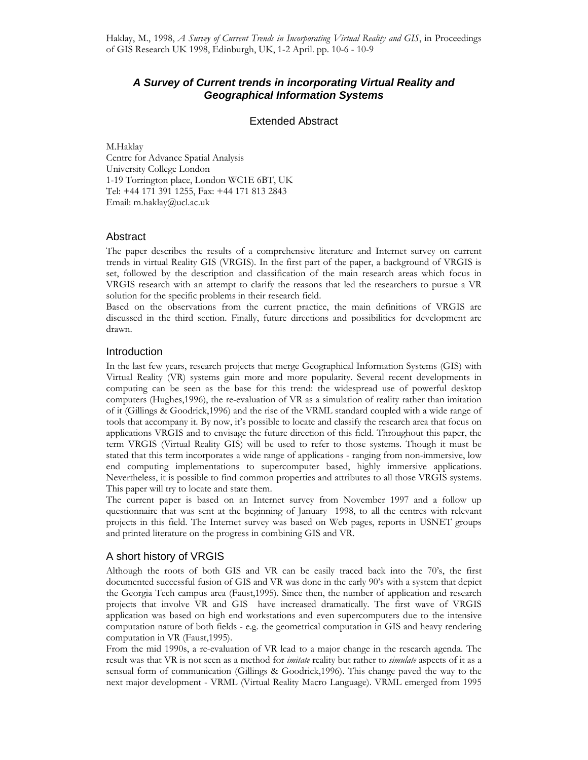Haklay, M., 1998, *A Survey of Current Trends in Incorporating Virtual Reality and GIS*, in Proceedings of GIS Research UK 1998, Edinburgh, UK, 1-2 April. pp. 10-6 - 10-9

# *A Survey of Current trends in incorporating Virtual Reality and Geographical Information Systems*

Extended Abstract

M.Haklay
Centre for Advance Spatial Analysis
University College London
1-19 Torrington place, London WC1E 6BT, UK
Tel: +44 171 391 1255, Fax: +44 171 813 2843
Email: m.haklay@ucl.ac.uk

## Abstract

The paper describes the results of a comprehensive literature and Internet survey on current trends in virtual Reality GIS (VRGIS). In the first part of the paper, a background of VRGIS is set, followed by the description and classification of the main research areas which focus in VRGIS research with an attempt to clarify the reasons that led the researchers to pursue a VR solution for the specific problems in their research field.

Based on the observations from the current practice, the main definitions of VRGIS are discussed in the third section. Finally, future directions and possibilities for development are drawn.

## Introduction

In the last few years, research projects that merge Geographical Information Systems (GIS) with Virtual Reality (VR) systems gain more and more popularity. Several recent developments in computing can be seen as the base for this trend: the widespread use of powerful desktop computers (Hughes,1996), the re-evaluation of VR as a simulation of reality rather than imitation of it (Gillings & Goodrick,1996) and the rise of the VRML standard coupled with a wide range of tools that accompany it. By now, it's possible to locate and classify the research area that focus on applications VRGIS and to envisage the future direction of this field. Throughout this paper, the term VRGIS (Virtual Reality GIS) will be used to refer to those systems. Though it must be stated that this term incorporates a wide range of applications - ranging from non-immersive, low end computing implementations to supercomputer based, highly immersive applications. Nevertheless, it is possible to find common properties and attributes to all those VRGIS systems. This paper will try to locate and state them.

The current paper is based on an Internet survey from November 1997 and a follow up questionnaire that was sent at the beginning of January 1998, to all the centres with relevant projects in this field. The Internet survey was based on Web pages, reports in USNET groups and printed literature on the progress in combining GIS and VR.

## A short history of VRGIS

Although the roots of both GIS and VR can be easily traced back into the 70's, the first documented successful fusion of GIS and VR was done in the early 90's with a system that depict the Georgia Tech campus area (Faust,1995). Since then, the number of application and research projects that involve VR and GIS have increased dramatically. The first wave of VRGIS application was based on high end workstations and even supercomputers due to the intensive computation nature of both fields - e.g. the geometrical computation in GIS and heavy rendering computation in VR (Faust,1995).

From the mid 1990s, a re-evaluation of VR lead to a major change in the research agenda. The result was that VR is not seen as a method for *imitate* reality but rather to *simulate* aspects of it as a sensual form of communication (Gillings & Goodrick,1996). This change paved the way to the next major development - VRML (Virtual Reality Macro Language). VRML emerged from 1995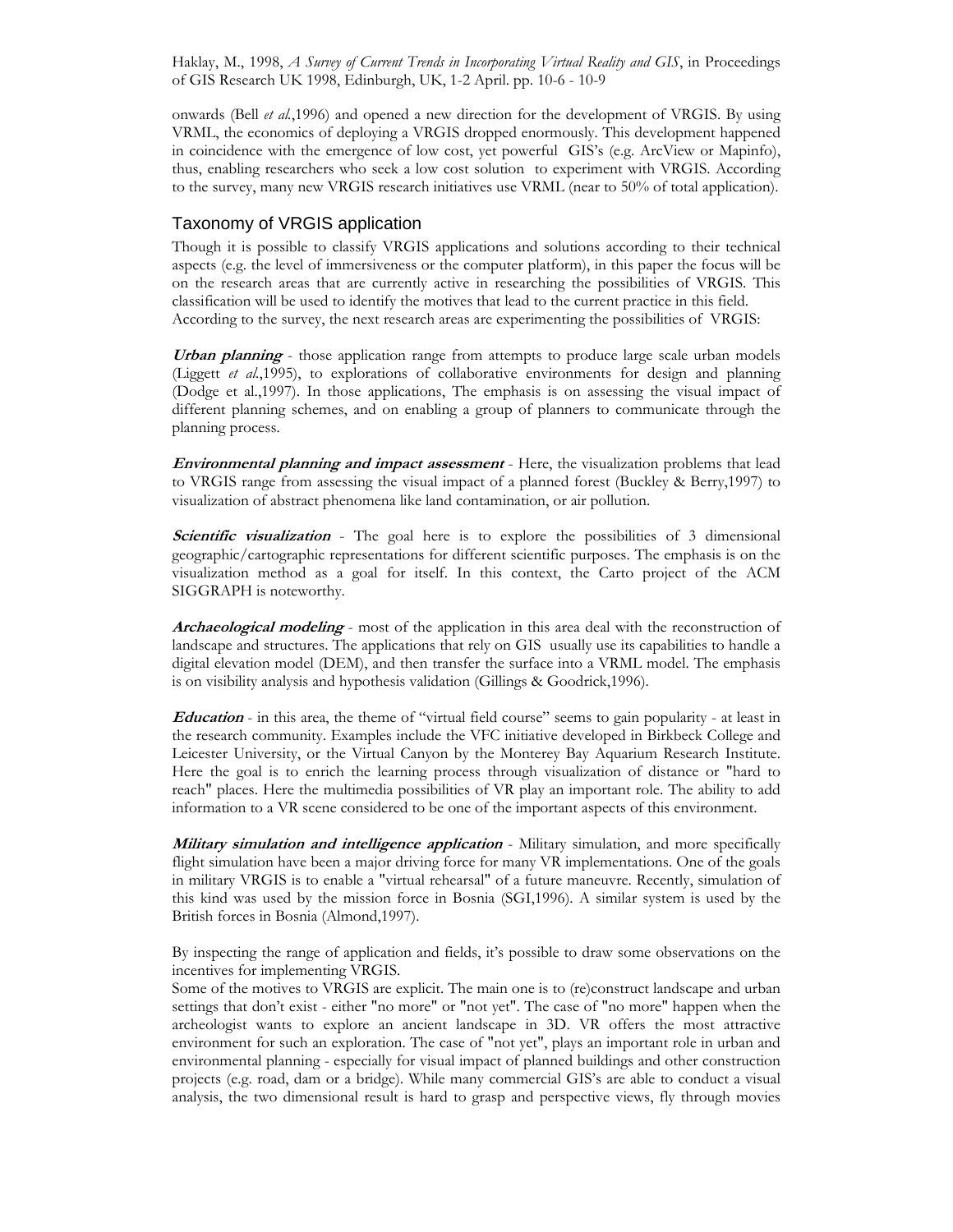onwards (Bell *et al.*,1996) and opened a new direction for the development of VRGIS. By using VRML, the economics of deploying a VRGIS dropped enormously. This development happened in coincidence with the emergence of low cost, yet powerful GIS's (e.g. ArcView or Mapinfo), thus, enabling researchers who seek a low cost solution to experiment with VRGIS. According to the survey, many new VRGIS research initiatives use VRML (near to 50% of total application).

## Taxonomy of VRGIS application

Though it is possible to classify VRGIS applications and solutions according to their technical aspects (e.g. the level of immersiveness or the computer platform), in this paper the focus will be on the research areas that are currently active in researching the possibilities of VRGIS. This classification will be used to identify the motives that lead to the current practice in this field. According to the survey, the next research areas are experimenting the possibilities of VRGIS:

***Urban planning*** - those application range from attempts to produce large scale urban models (Liggett *et al.*,1995), to explorations of collaborative environments for design and planning (Dodge et al.,1997). In those applications, The emphasis is on assessing the visual impact of different planning schemes, and on enabling a group of planners to communicate through the planning process.

***Environmental planning and impact assessment*** - Here, the visualization problems that lead to VRGIS range from assessing the visual impact of a planned forest (Buckley & Berry,1997) to visualization of abstract phenomena like land contamination, or air pollution.

***Scientific visualization*** - The goal here is to explore the possibilities of 3 dimensional geographic/cartographic representations for different scientific purposes. The emphasis is on the visualization method as a goal for itself. In this context, the Carto project of the ACM SIGGRAPH is noteworthy.

***Archaeological modeling*** - most of the application in this area deal with the reconstruction of landscape and structures. The applications that rely on GIS usually use its capabilities to handle a digital elevation model (DEM), and then transfer the surface into a VRML model. The emphasis is on visibility analysis and hypothesis validation (Gillings & Goodrick,1996).

***Education*** - in this area, the theme of "virtual field course" seems to gain popularity - at least in the research community. Examples include the VFC initiative developed in Birkbeck College and Leicester University, or the Virtual Canyon by the Monterey Bay Aquarium Research Institute. Here the goal is to enrich the learning process through visualization of distance or "hard to reach" places. Here the multimedia possibilities of VR play an important role. The ability to add information to a VR scene considered to be one of the important aspects of this environment.

***Military simulation and intelligence application*** - Military simulation, and more specifically flight simulation have been a major driving force for many VR implementations. One of the goals in military VRGIS is to enable a "virtual rehearsal" of a future maneuvre. Recently, simulation of this kind was used by the mission force in Bosnia (SGI,1996). A similar system is used by the British forces in Bosnia (Almond,1997).

By inspecting the range of application and fields, it's possible to draw some observations on the incentives for implementing VRGIS.

Some of the motives to VRGIS are explicit. The main one is to (re)construct landscape and urban settings that don't exist - either "no more" or "not yet". The case of "no more" happen when the archeologist wants to explore an ancient landscape in 3D. VR offers the most attractive environment for such an exploration. The case of "not yet", plays an important role in urban and environmental planning - especially for visual impact of planned buildings and other construction projects (e.g. road, dam or a bridge). While many commercial GIS's are able to conduct a visual analysis, the two dimensional result is hard to grasp and perspective views, fly through movies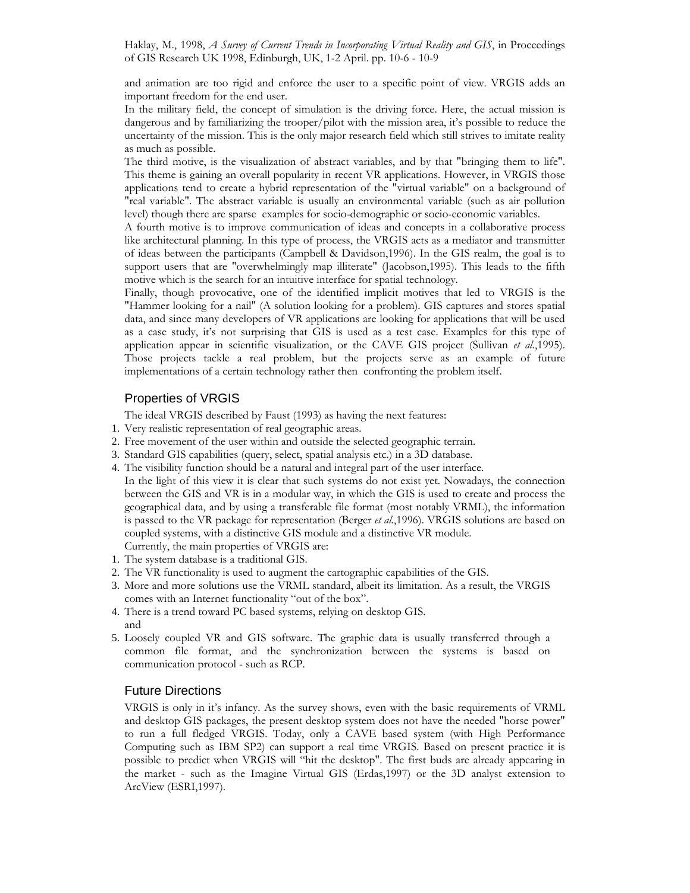and animation are too rigid and enforce the user to a specific point of view. VRGIS adds an important freedom for the end user.

In the military field, the concept of simulation is the driving force. Here, the actual mission is dangerous and by familiarizing the trooper/pilot with the mission area, it's possible to reduce the uncertainty of the mission. This is the only major research field which still strives to imitate reality as much as possible.

The third motive, is the visualization of abstract variables, and by that "bringing them to life". This theme is gaining an overall popularity in recent VR applications. However, in VRGIS those applications tend to create a hybrid representation of the "virtual variable" on a background of "real variable". The abstract variable is usually an environmental variable (such as air pollution level) though there are sparse examples for socio-demographic or socio-economic variables.

A fourth motive is to improve communication of ideas and concepts in a collaborative process like architectural planning. In this type of process, the VRGIS acts as a mediator and transmitter of ideas between the participants (Campbell & Davidson,1996). In the GIS realm, the goal is to support users that are "overwhelmingly map illiterate" (Jacobson,1995). This leads to the fifth motive which is the search for an intuitive interface for spatial technology.

Finally, though provocative, one of the identified implicit motives that led to VRGIS is the "Hammer looking for a nail" (A solution looking for a problem). GIS captures and stores spatial data, and since many developers of VR applications are looking for applications that will be used as a case study, it's not surprising that GIS is used as a test case. Examples for this type of application appear in scientific visualization, or the CAVE GIS project (Sullivan *et al.*,1995). Those projects tackle a real problem, but the projects serve as an example of future implementations of a certain technology rather then confronting the problem itself.

## Properties of VRGIS

The ideal VRGIS described by Faust (1993) as having the next features:

1. Very realistic representation of real geographic areas.
2. Free movement of the user within and outside the selected geographic terrain.
3. Standard GIS capabilities (query, select, spatial analysis etc.) in a 3D database.
4. The visibility function should be a natural and integral part of the user interface.

In the light of this view it is clear that such systems do not exist yet. Nowadays, the connection between the GIS and VR is in a modular way, in which the GIS is used to create and process the geographical data, and by using a transferable file format (most notably VRML), the information is passed to the VR package for representation (Berger *et al.*,1996). VRGIS solutions are based on coupled systems, with a distinctive GIS module and a distinctive VR module.

Currently, the main properties of VRGIS are:

1. The system database is a traditional GIS.
2. The VR functionality is used to augment the cartographic capabilities of the GIS.
3. More and more solutions use the VRML standard, albeit its limitation. As a result, the VRGIS comes with an Internet functionality "out of the box".
4. There is a trend toward PC based systems, relying on desktop GIS.
   and
5. Loosely coupled VR and GIS software. The graphic data is usually transferred through a common file format, and the synchronization between the systems is based on communication protocol - such as RCP.

## Future Directions

VRGIS is only in it's infancy. As the survey shows, even with the basic requirements of VRML and desktop GIS packages, the present desktop system does not have the needed "horse power" to run a full fledged VRGIS. Today, only a CAVE based system (with High Performance Computing such as IBM SP2) can support a real time VRGIS. Based on present practice it is possible to predict when VRGIS will "hit the desktop". The first buds are already appearing in the market - such as the Imagine Virtual GIS (Erdas,1997) or the 3D analyst extension to ArcView (ESRI,1997).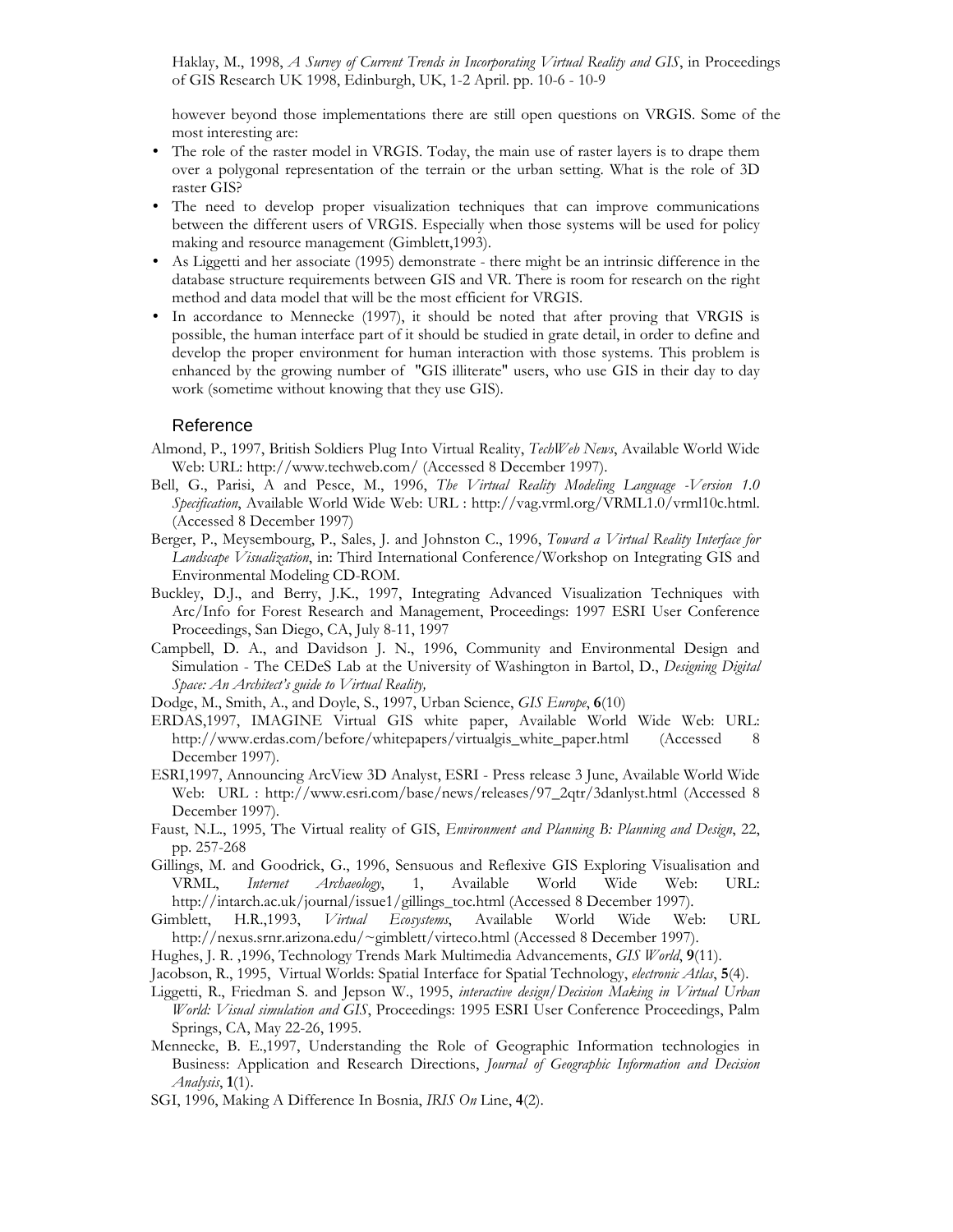however beyond those implementations there are still open questions on VRGIS. Some of the most interesting are:

- The role of the raster model in VRGIS. Today, the main use of raster layers is to drape them over a polygonal representation of the terrain or the urban setting. What is the role of 3D raster GIS?
- The need to develop proper visualization techniques that can improve communications between the different users of VRGIS. Especially when those systems will be used for policy making and resource management (Gimblett,1993).
- As Liggetti and her associate (1995) demonstrate - there might be an intrinsic difference in the database structure requirements between GIS and VR. There is room for research on the right method and data model that will be the most efficient for VRGIS.
- In accordance to Mennecke (1997), it should be noted that after proving that VRGIS is possible, the human interface part of it should be studied in grate detail, in order to define and develop the proper environment for human interaction with those systems. This problem is enhanced by the growing number of "GIS illiterate" users, who use GIS in their day to day work (sometime without knowing that they use GIS).

## Reference

Almond, P., 1997, British Soldiers Plug Into Virtual Reality, *TechWeb News*, Available World Wide Web: URL: http://www.techweb.com/ (Accessed 8 December 1997).

Bell, G., Parisi, A and Pesce, M., 1996, *The Virtual Reality Modeling Language -Version 1.0 Specification*, Available World Wide Web: URL : http://vag.vrml.org/VRML1.0/vrml10c.html. (Accessed 8 December 1997)

Berger, P., Meysembourg, P., Sales, J. and Johnston C., 1996, *Toward a Virtual Reality Interface for Landscape Visualization*, in: Third International Conference/Workshop on Integrating GIS and Environmental Modeling CD-ROM.

Buckley, D.J., and Berry, J.K., 1997, Integrating Advanced Visualization Techniques with Arc/Info for Forest Research and Management, Proceedings: 1997 ESRI User Conference Proceedings, San Diego, CA, July 8-11, 1997

Campbell, D. A., and Davidson J. N., 1996, Community and Environmental Design and Simulation - The CEDeS Lab at the University of Washington in Bartol, D., *Designing Digital Space: An Architect's guide to Virtual Reality,*

Dodge, M., Smith, A., and Doyle, S., 1997, Urban Science, *GIS Europe*, **6**(10)

ERDAS,1997, IMAGINE Virtual GIS white paper, Available World Wide Web: URL: http://www.erdas.com/before/whitepapers/virtualgis_white_paper.html (Accessed 8 December 1997).

ESRI,1997, Announcing ArcView 3D Analyst, ESRI - Press release 3 June, Available World Wide Web: URL : http://www.esri.com/base/news/releases/97_2qtr/3danlyst.html (Accessed 8 December 1997).

Faust, N.L., 1995, The Virtual reality of GIS, *Environment and Planning B: Planning and Design*, 22, pp. 257-268

Gillings, M. and Goodrick, G., 1996, Sensuous and Reflexive GIS Exploring Visualisation and VRML, *Internet Archaeology*, 1, Available World Wide Web: URL: http://intarch.ac.uk/journal/issue1/gillings_toc.html (Accessed 8 December 1997).

Gimblett, H.R.,1993, *Virtual Ecosystems*, Available World Wide Web: URL http://nexus.srnr.arizona.edu/~gimblett/virteco.html (Accessed 8 December 1997).

Hughes, J. R. ,1996, Technology Trends Mark Multimedia Advancements, *GIS World*, **9**(11).

Jacobson, R., 1995, Virtual Worlds: Spatial Interface for Spatial Technology, *electronic Atlas*, **5**(4).

Liggetti, R., Friedman S. and Jepson W., 1995, *interactive design/Decision Making in Virtual Urban World: Visual simulation and GIS*, Proceedings: 1995 ESRI User Conference Proceedings, Palm Springs, CA, May 22-26, 1995.

Mennecke, B. E.,1997, Understanding the Role of Geographic Information technologies in Business: Application and Research Directions, *Journal of Geographic Information and Decision Analysis*, **1**(1).

SGI, 1996, Making A Difference In Bosnia, *IRIS On* Line, **4**(2).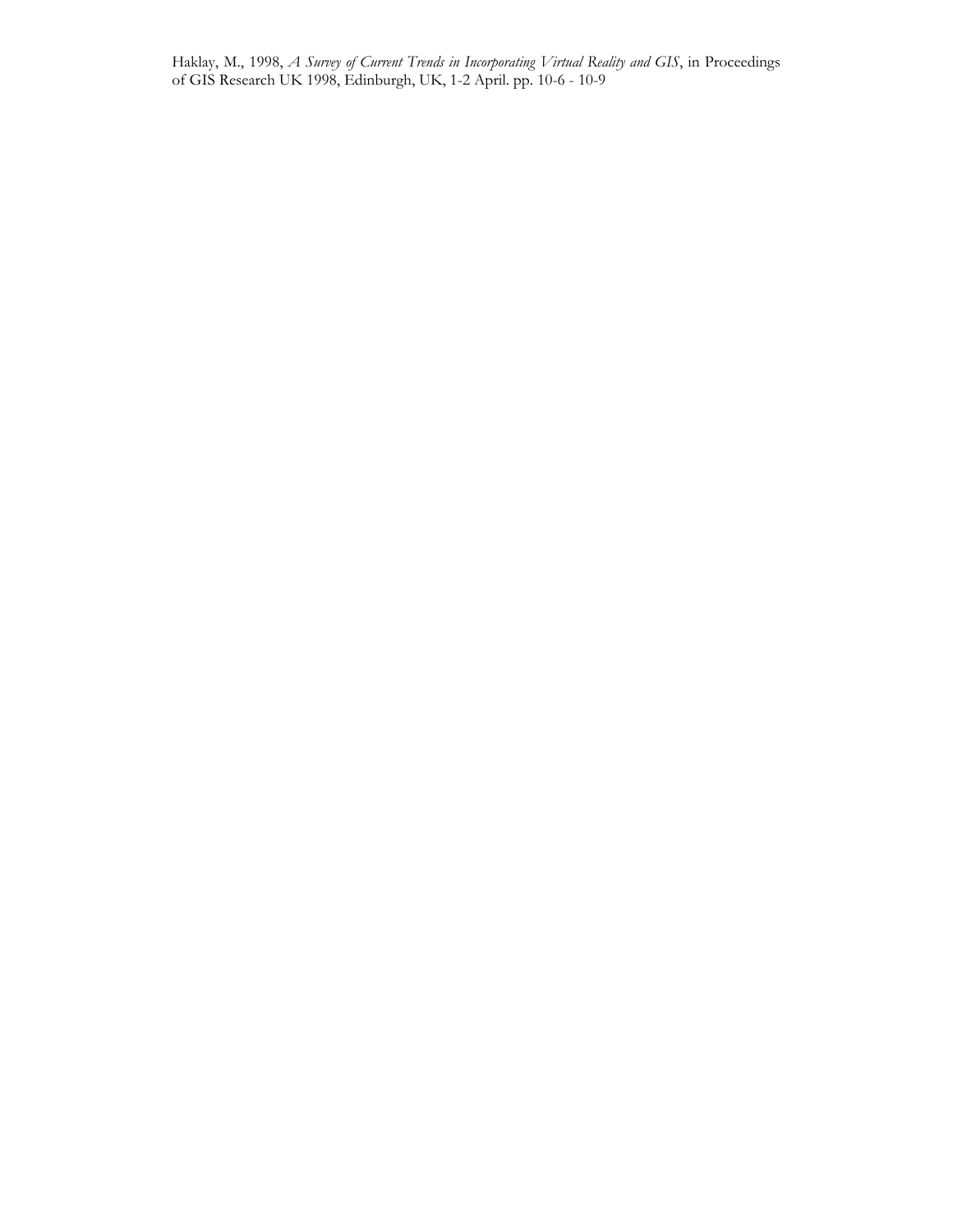Haklay, M., 1998, *A Survey of Current Trends in Incorporating Virtual Reality and GIS*, in Proceedings of GIS Research UK 1998, Edinburgh, UK, 1-2 April. pp. 10-6 - 10-9